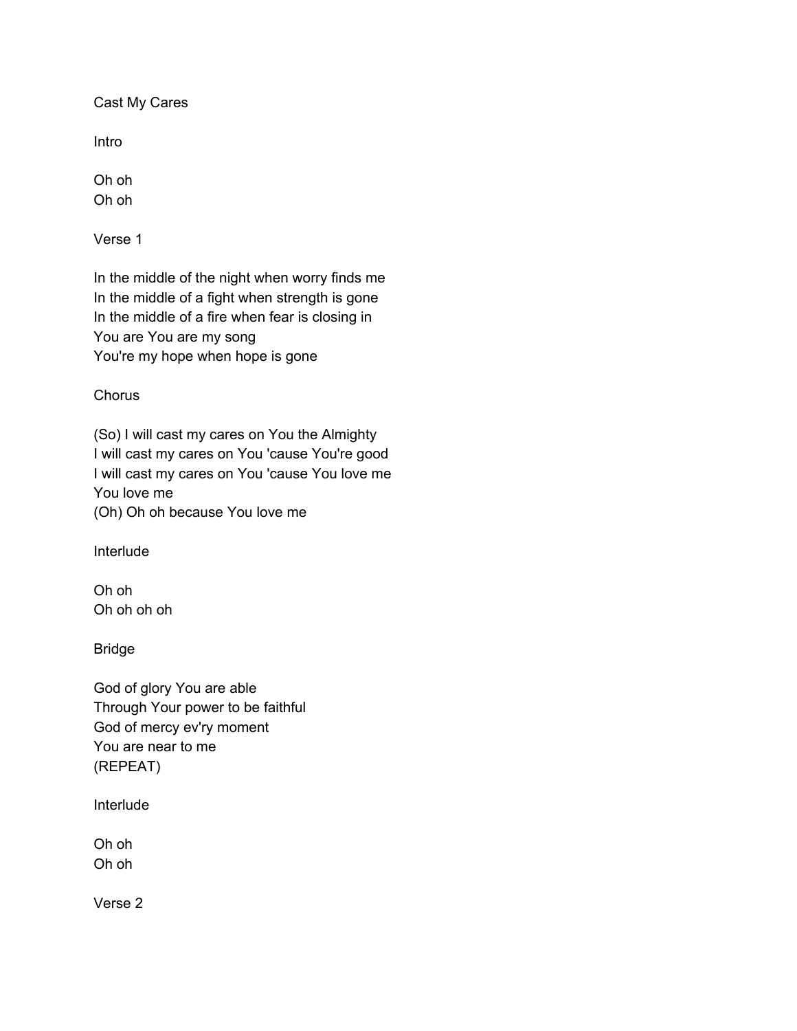# Cast My Cares

## Intro

Oh oh
Oh oh

## Verse 1

In the middle of the night when worry finds me
In the middle of a fight when strength is gone
In the middle of a fire when fear is closing in
You are You are my song
You're my hope when hope is gone

## Chorus

(So) I will cast my cares on You the Almighty
I will cast my cares on You 'cause You're good
I will cast my cares on You 'cause You love me
You love me
(Oh) Oh oh because You love me

## Interlude

Oh oh
Oh oh oh oh

## Bridge

God of glory You are able
Through Your power to be faithful
God of mercy ev'ry moment
You are near to me
(REPEAT)

## Interlude

Oh oh
Oh oh

## Verse 2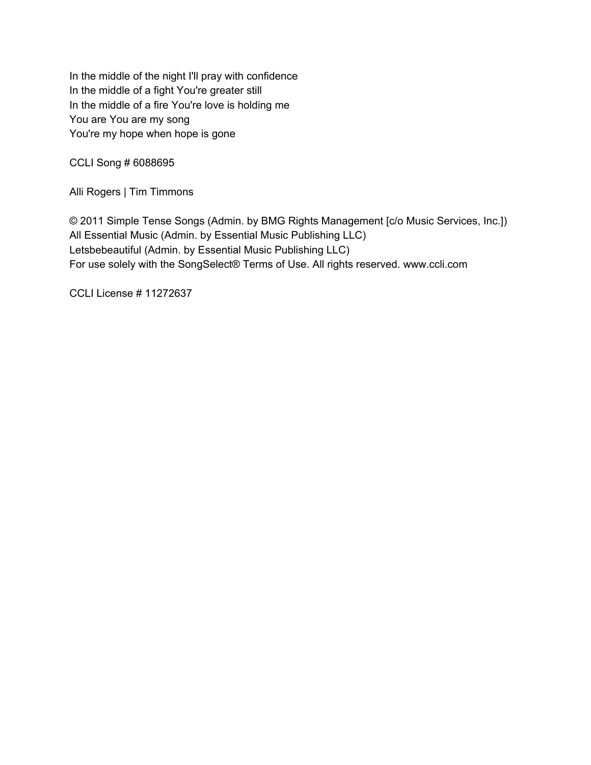In the middle of the night I'll pray with confidence
In the middle of a fight You're greater still
In the middle of a fire You're love is holding me
You are You are my song
You're my hope when hope is gone

CCLI Song # 6088695

Alli Rogers | Tim Timmons

© 2011 Simple Tense Songs (Admin. by BMG Rights Management [c/o Music Services, Inc.])
All Essential Music (Admin. by Essential Music Publishing LLC)
Letsbebeautiful (Admin. by Essential Music Publishing LLC)
For use solely with the SongSelect® Terms of Use. All rights reserved. www.ccli.com

CCLI License # 11272637